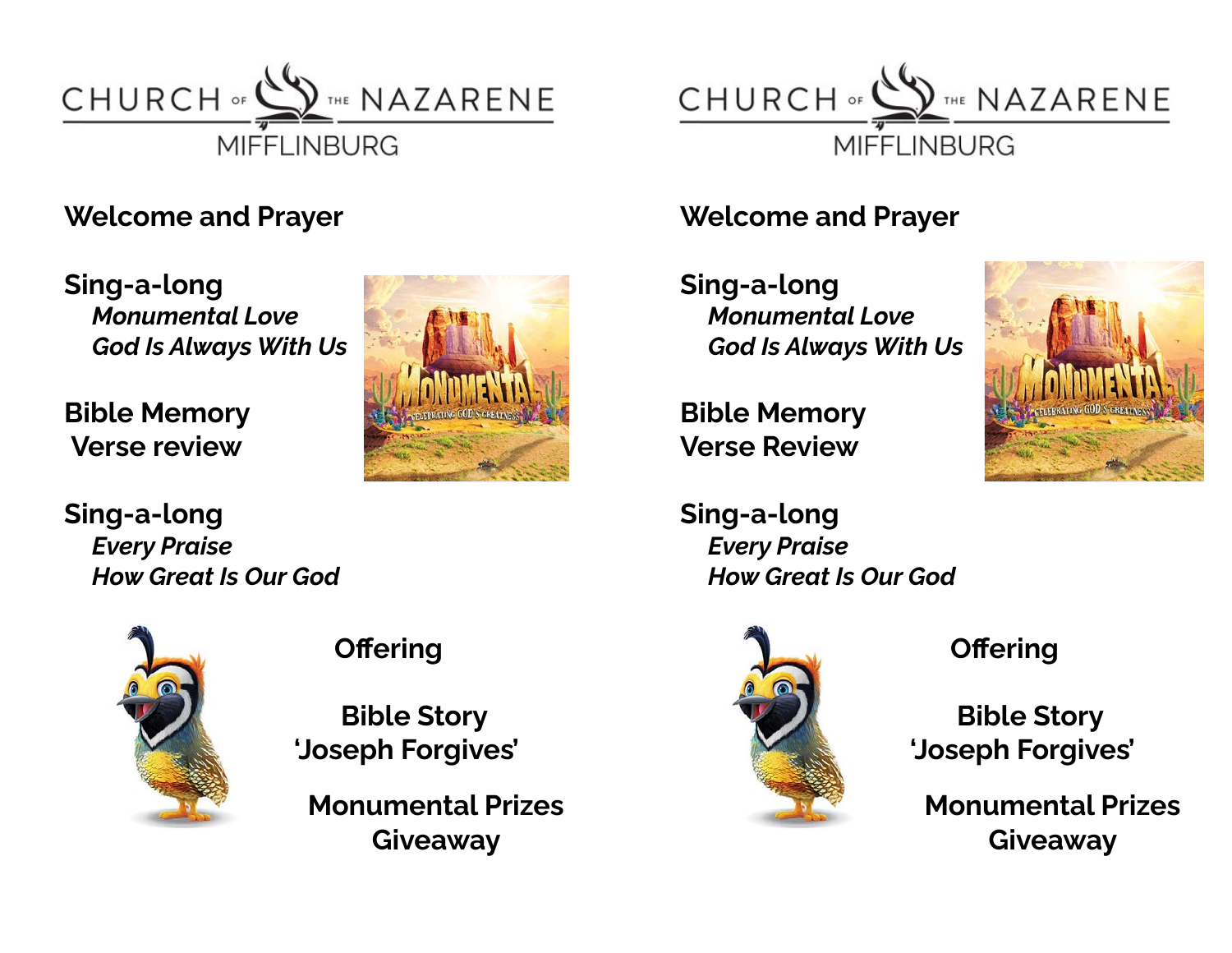CHURCH OF THE NAZARENE
MIFFLINBURG

**Welcome and Prayer**

**Sing-a-long**
*Monumental Love*
*God Is Always With Us*

**Bible Memory Verse review**

**Sing-a-long**
*Every Praise*
*How Great Is Our God*

**Offering**

**Bible Story**
**'Joseph Forgives'**

**Monumental Prizes Giveaway**

CHURCH OF THE NAZARENE
MIFFLINBURG

**Welcome and Prayer**

**Sing-a-long**
*Monumental Love*
*God Is Always With Us*

**Bible Memory Verse Review**

**Sing-a-long**
*Every Praise*
*How Great Is Our God*

**Offering**

**Bible Story**
**'Joseph Forgives'**

**Monumental Prizes Giveaway**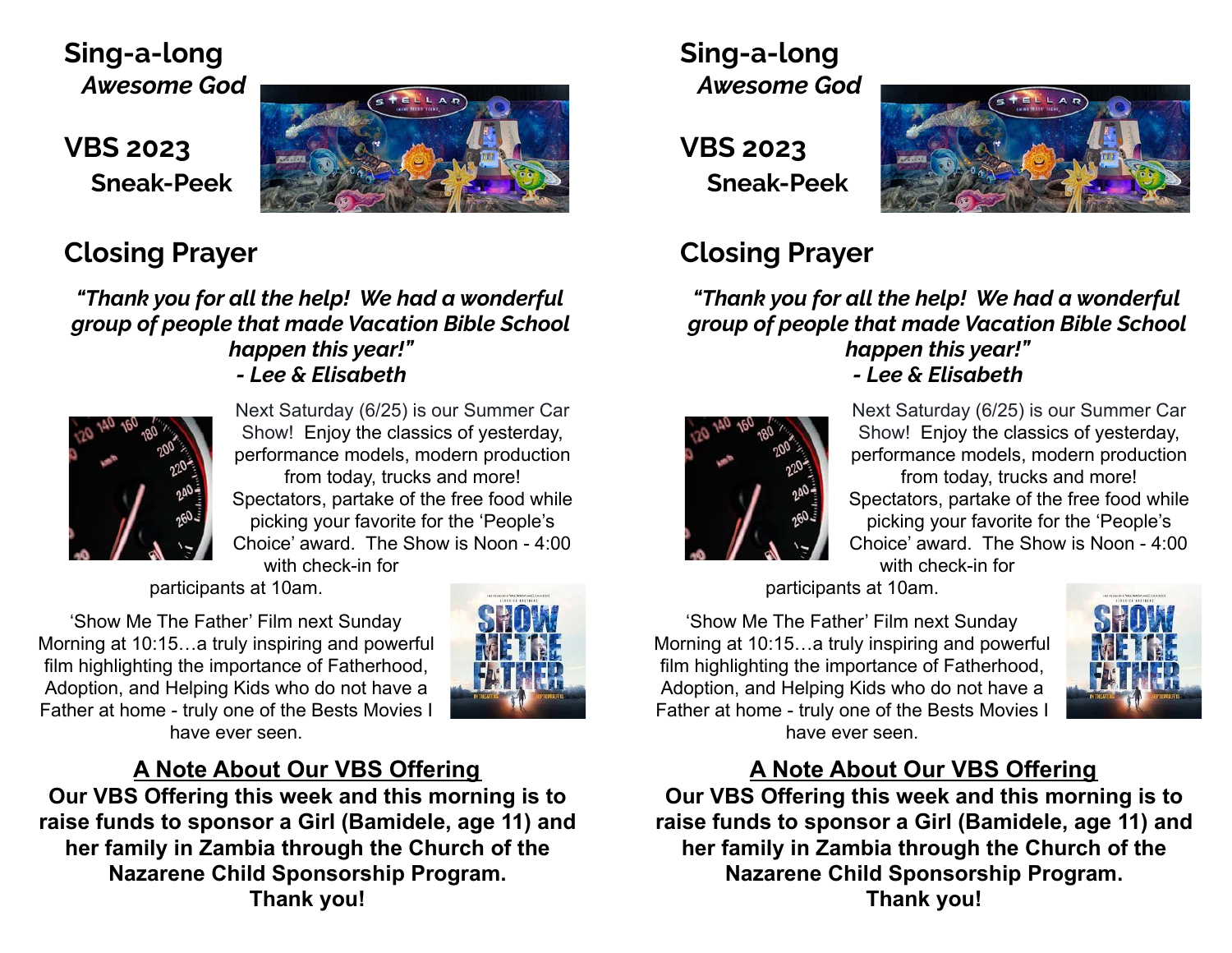## Sing-a-long

***Awesome God***

## VBS 2023

**Sneak-Peek**

## Closing Prayer

***"Thank you for all the help! We had a wonderful group of people that made Vacation Bible School happen this year!"***
***- Lee & Elisabeth***

Next Saturday (6/25) is our Summer Car Show! Enjoy the classics of yesterday, performance models, modern production from today, trucks and more! Spectators, partake of the free food while picking your favorite for the 'People's Choice' award. The Show is Noon - 4:00 with check-in for participants at 10am.

'Show Me The Father' Film next Sunday Morning at 10:15…a truly inspiring and powerful film highlighting the importance of Fatherhood, Adoption, and Helping Kids who do not have a Father at home - truly one of the Bests Movies I have ever seen.

### A Note About Our VBS Offering

**Our VBS Offering this week and this morning is to raise funds to sponsor a Girl (Bamidele, age 11) and her family in Zambia through the Church of the Nazarene Child Sponsorship Program. Thank you!**